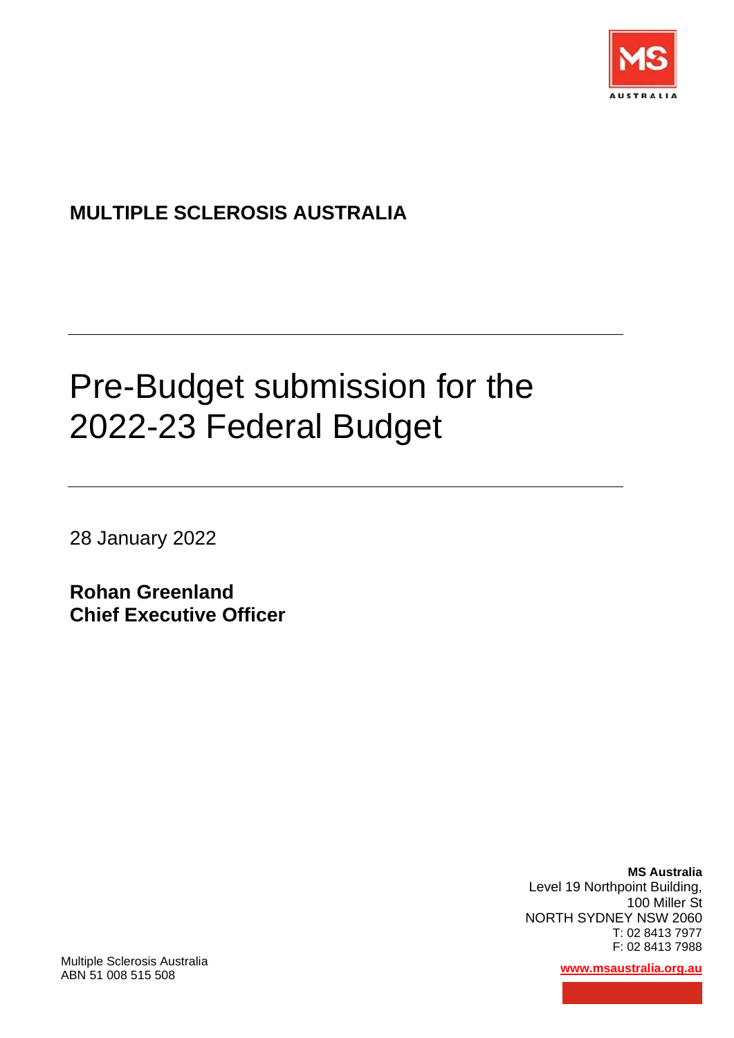**MULTIPLE SCLEROSIS AUSTRALIA**

---

# Pre-Budget submission for the 2022-23 Federal Budget

---

28 January 2022

**Rohan Greenland**
**Chief Executive Officer**

**MS Australia**
Level 19 Northpoint Building,
100 Miller St
NORTH SYDNEY NSW 2060
T: 02 8413 7977
F: 02 8413 7988

www.msaustralia.org.au

Multiple Sclerosis Australia
ABN 51 008 515 508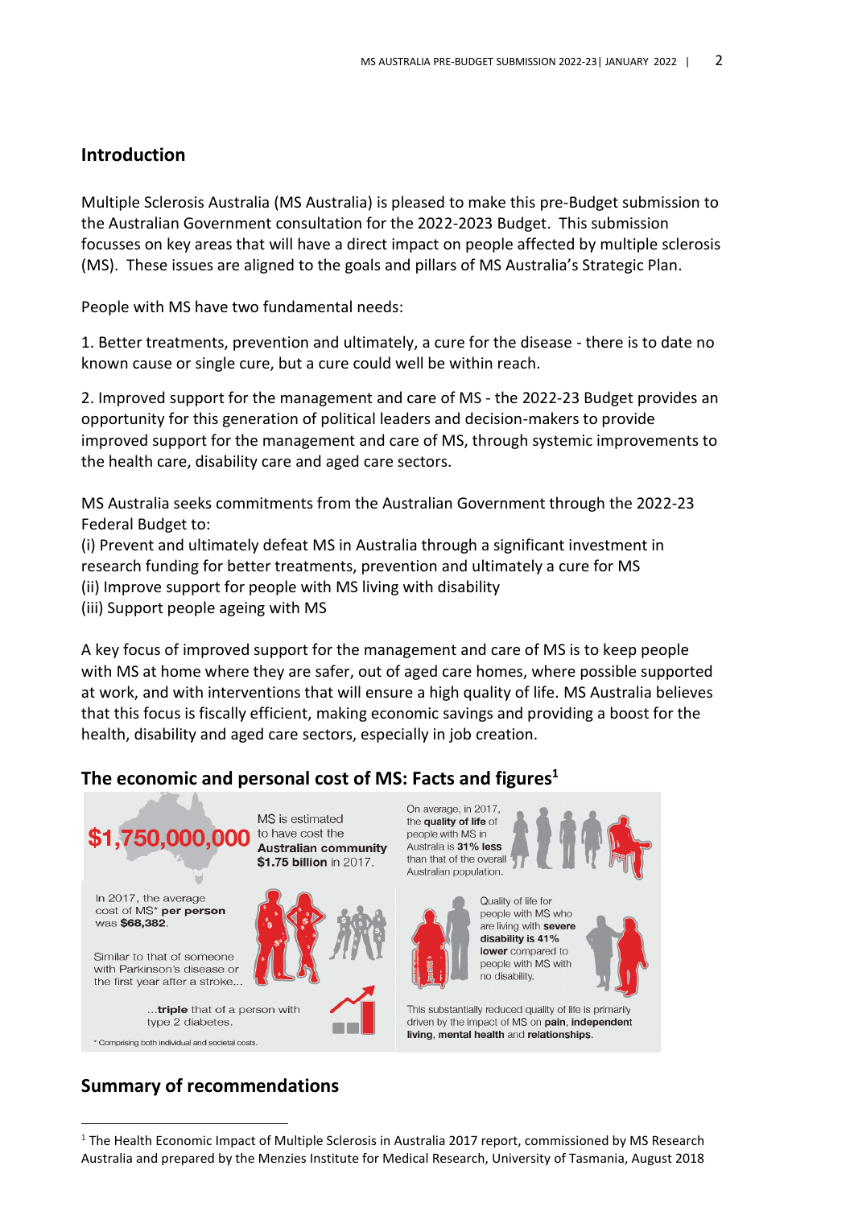## Introduction

Multiple Sclerosis Australia (MS Australia) is pleased to make this pre-Budget submission to the Australian Government consultation for the 2022-2023 Budget. This submission focusses on key areas that will have a direct impact on people affected by multiple sclerosis (MS). These issues are aligned to the goals and pillars of MS Australia's Strategic Plan.

People with MS have two fundamental needs:

1. Better treatments, prevention and ultimately, a cure for the disease - there is to date no known cause or single cure, but a cure could well be within reach.

2. Improved support for the management and care of MS - the 2022-23 Budget provides an opportunity for this generation of political leaders and decision-makers to provide improved support for the management and care of MS, through systemic improvements to the health care, disability care and aged care sectors.

MS Australia seeks commitments from the Australian Government through the 2022-23 Federal Budget to:
(i) Prevent and ultimately defeat MS in Australia through a significant investment in research funding for better treatments, prevention and ultimately a cure for MS
(ii) Improve support for people with MS living with disability
(iii) Support people ageing with MS

A key focus of improved support for the management and care of MS is to keep people with MS at home where they are safer, out of aged care homes, where possible supported at work, and with interventions that will ensure a high quality of life. MS Australia believes that this focus is fiscally efficient, making economic savings and providing a boost for the health, disability and aged care sectors, especially in job creation.

## The economic and personal cost of MS: Facts and figures[1]

**$1,750,000,000** MS is estimated to have cost the **Australian community $1.75 billion** in 2017.

In 2017, the average cost of MS* **per person** was **$68,382**.

Similar to that of someone with Parkinson's disease or the first year after a stroke...

...**triple** that of a person with type 2 diabetes.

\* Comprising both individual and societal costs.

On average, in 2017, the **quality of life** of people with MS in Australia is **31% less** than that of the overall Australian population.

Quality of life for people with MS who are living with **severe disability is 41% lower** compared to people with MS with no disability.

This substantially reduced quality of life is primarily driven by the impact of MS on **pain**, **independent living**, **mental health** and **relationships**.

## Summary of recommendations

[1] The Health Economic Impact of Multiple Sclerosis in Australia 2017 report, commissioned by MS Research Australia and prepared by the Menzies Institute for Medical Research, University of Tasmania, August 2018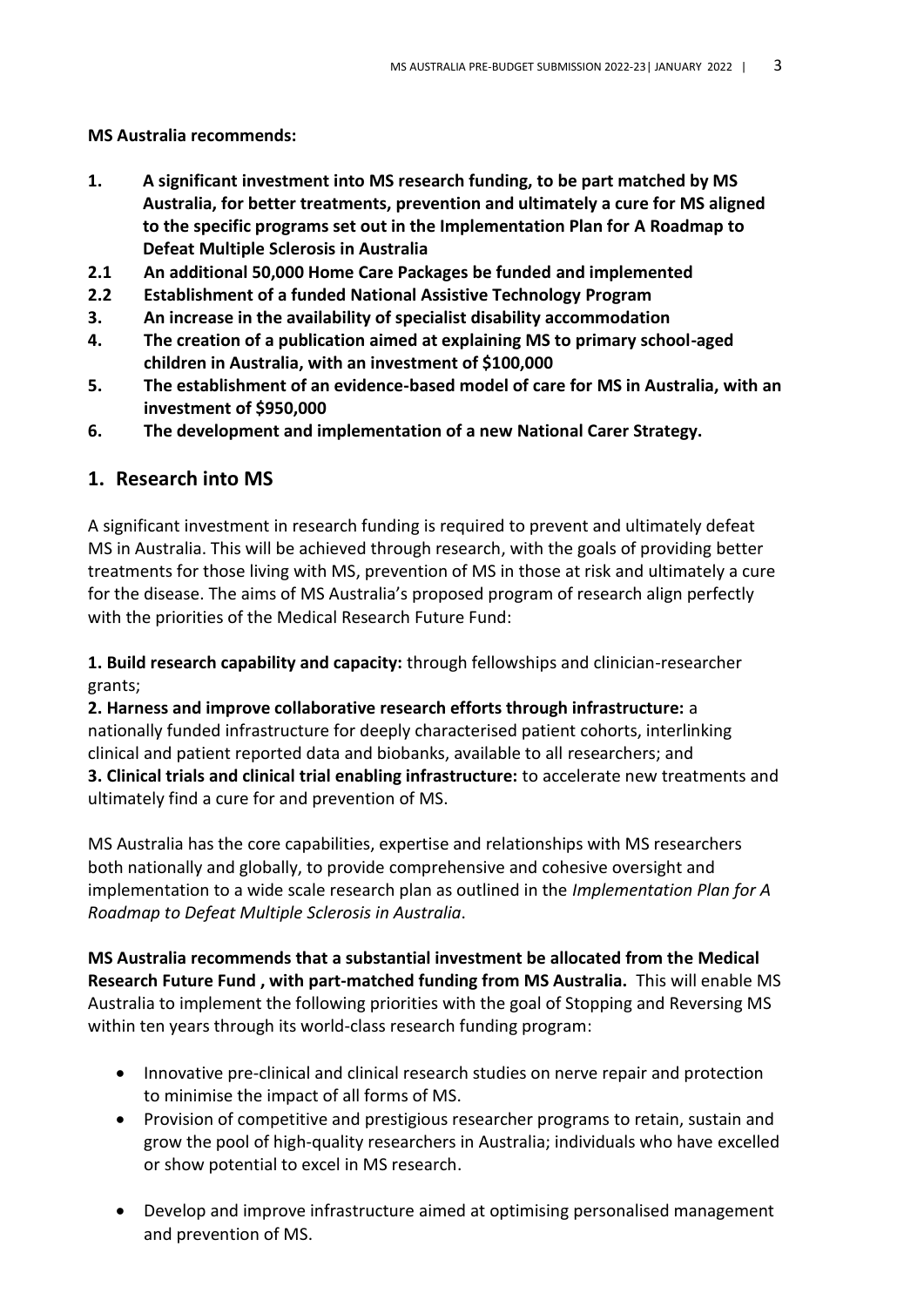**MS Australia recommends:**

1. **A significant investment into MS research funding, to be part matched by MS Australia, for better treatments, prevention and ultimately a cure for MS aligned to the specific programs set out in the Implementation Plan for A Roadmap to Defeat Multiple Sclerosis in Australia**

**2.1 An additional 50,000 Home Care Packages be funded and implemented**

**2.2 Establishment of a funded National Assistive Technology Program**

3. **An increase in the availability of specialist disability accommodation**
4. **The creation of a publication aimed at explaining MS to primary school-aged children in Australia, with an investment of $100,000**
5. **The establishment of an evidence-based model of care for MS in Australia, with an investment of $950,000**
6. **The development and implementation of a new National Carer Strategy.**

## 1. Research into MS

A significant investment in research funding is required to prevent and ultimately defeat MS in Australia. This will be achieved through research, with the goals of providing better treatments for those living with MS, prevention of MS in those at risk and ultimately a cure for the disease. The aims of MS Australia's proposed program of research align perfectly with the priorities of the Medical Research Future Fund:

**1. Build research capability and capacity:** through fellowships and clinician-researcher grants;

**2. Harness and improve collaborative research efforts through infrastructure:** a nationally funded infrastructure for deeply characterised patient cohorts, interlinking clinical and patient reported data and biobanks, available to all researchers; and

**3. Clinical trials and clinical trial enabling infrastructure:** to accelerate new treatments and ultimately find a cure for and prevention of MS.

MS Australia has the core capabilities, expertise and relationships with MS researchers both nationally and globally, to provide comprehensive and cohesive oversight and implementation to a wide scale research plan as outlined in the *Implementation Plan for A Roadmap to Defeat Multiple Sclerosis in Australia*.

**MS Australia recommends that a substantial investment be allocated from the Medical Research Future Fund , with part-matched funding from MS Australia.** This will enable MS Australia to implement the following priorities with the goal of Stopping and Reversing MS within ten years through its world-class research funding program:

- Innovative pre-clinical and clinical research studies on nerve repair and protection to minimise the impact of all forms of MS.
- Provision of competitive and prestigious researcher programs to retain, sustain and grow the pool of high-quality researchers in Australia; individuals who have excelled or show potential to excel in MS research.
- Develop and improve infrastructure aimed at optimising personalised management and prevention of MS.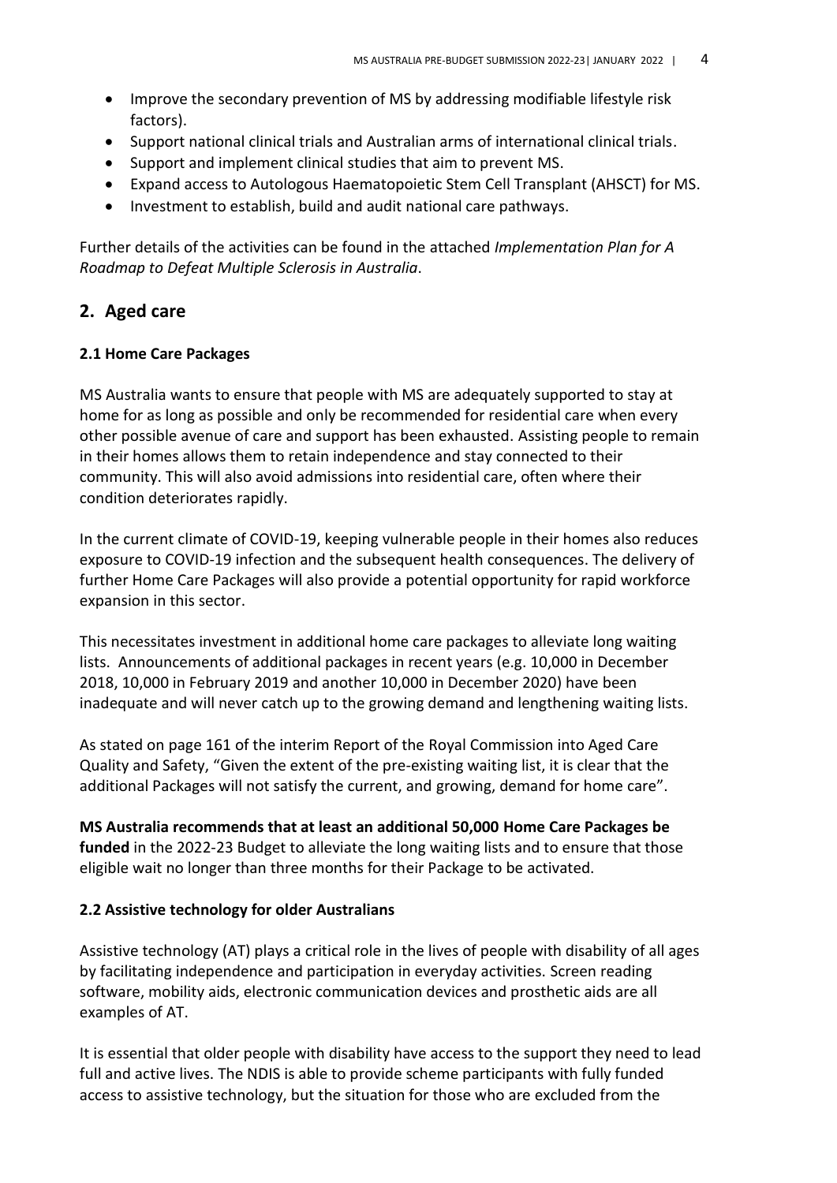- Improve the secondary prevention of MS by addressing modifiable lifestyle risk factors).
- Support national clinical trials and Australian arms of international clinical trials.
- Support and implement clinical studies that aim to prevent MS.
- Expand access to Autologous Haematopoietic Stem Cell Transplant (AHSCT) for MS.
- Investment to establish, build and audit national care pathways.

Further details of the activities can be found in the attached *Implementation Plan for A Roadmap to Defeat Multiple Sclerosis in Australia*.

## 2. Aged care

### 2.1 Home Care Packages

MS Australia wants to ensure that people with MS are adequately supported to stay at home for as long as possible and only be recommended for residential care when every other possible avenue of care and support has been exhausted. Assisting people to remain in their homes allows them to retain independence and stay connected to their community. This will also avoid admissions into residential care, often where their condition deteriorates rapidly.

In the current climate of COVID-19, keeping vulnerable people in their homes also reduces exposure to COVID-19 infection and the subsequent health consequences. The delivery of further Home Care Packages will also provide a potential opportunity for rapid workforce expansion in this sector.

This necessitates investment in additional home care packages to alleviate long waiting lists. Announcements of additional packages in recent years (e.g. 10,000 in December 2018, 10,000 in February 2019 and another 10,000 in December 2020) have been inadequate and will never catch up to the growing demand and lengthening waiting lists.

As stated on page 161 of the interim Report of the Royal Commission into Aged Care Quality and Safety, "Given the extent of the pre-existing waiting list, it is clear that the additional Packages will not satisfy the current, and growing, demand for home care".

**MS Australia recommends that at least an additional 50,000 Home Care Packages be funded** in the 2022-23 Budget to alleviate the long waiting lists and to ensure that those eligible wait no longer than three months for their Package to be activated.

### 2.2 Assistive technology for older Australians

Assistive technology (AT) plays a critical role in the lives of people with disability of all ages by facilitating independence and participation in everyday activities. Screen reading software, mobility aids, electronic communication devices and prosthetic aids are all examples of AT.

It is essential that older people with disability have access to the support they need to lead full and active lives. The NDIS is able to provide scheme participants with fully funded access to assistive technology, but the situation for those who are excluded from the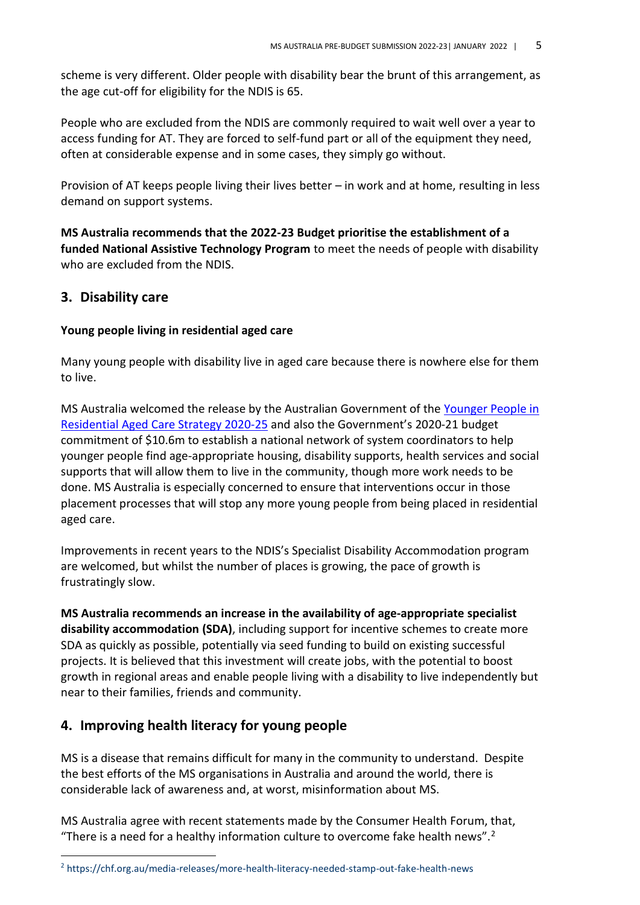scheme is very different. Older people with disability bear the brunt of this arrangement, as the age cut-off for eligibility for the NDIS is 65.

People who are excluded from the NDIS are commonly required to wait well over a year to access funding for AT. They are forced to self-fund part or all of the equipment they need, often at considerable expense and in some cases, they simply go without.

Provision of AT keeps people living their lives better – in work and at home, resulting in less demand on support systems.

**MS Australia recommends that the 2022-23 Budget prioritise the establishment of a funded National Assistive Technology Program** to meet the needs of people with disability who are excluded from the NDIS.

## 3. Disability care

**Young people living in residential aged care**

Many young people with disability live in aged care because there is nowhere else for them to live.

MS Australia welcomed the release by the Australian Government of the [Younger People in Residential Aged Care Strategy 2020-25] and also the Government's 2020-21 budget commitment of $10.6m to establish a national network of system coordinators to help younger people find age-appropriate housing, disability supports, health services and social supports that will allow them to live in the community, though more work needs to be done. MS Australia is especially concerned to ensure that interventions occur in those placement processes that will stop any more young people from being placed in residential aged care.

Improvements in recent years to the NDIS's Specialist Disability Accommodation program are welcomed, but whilst the number of places is growing, the pace of growth is frustratingly slow.

**MS Australia recommends an increase in the availability of age-appropriate specialist disability accommodation (SDA)**, including support for incentive schemes to create more SDA as quickly as possible, potentially via seed funding to build on existing successful projects. It is believed that this investment will create jobs, with the potential to boost growth in regional areas and enable people living with a disability to live independently but near to their families, friends and community.

## 4. Improving health literacy for young people

MS is a disease that remains difficult for many in the community to understand. Despite the best efforts of the MS organisations in Australia and around the world, there is considerable lack of awareness and, at worst, misinformation about MS.

MS Australia agree with recent statements made by the Consumer Health Forum, that, "There is a need for a healthy information culture to overcome fake health news".[2]

---

[2] https://chf.org.au/media-releases/more-health-literacy-needed-stamp-out-fake-health-news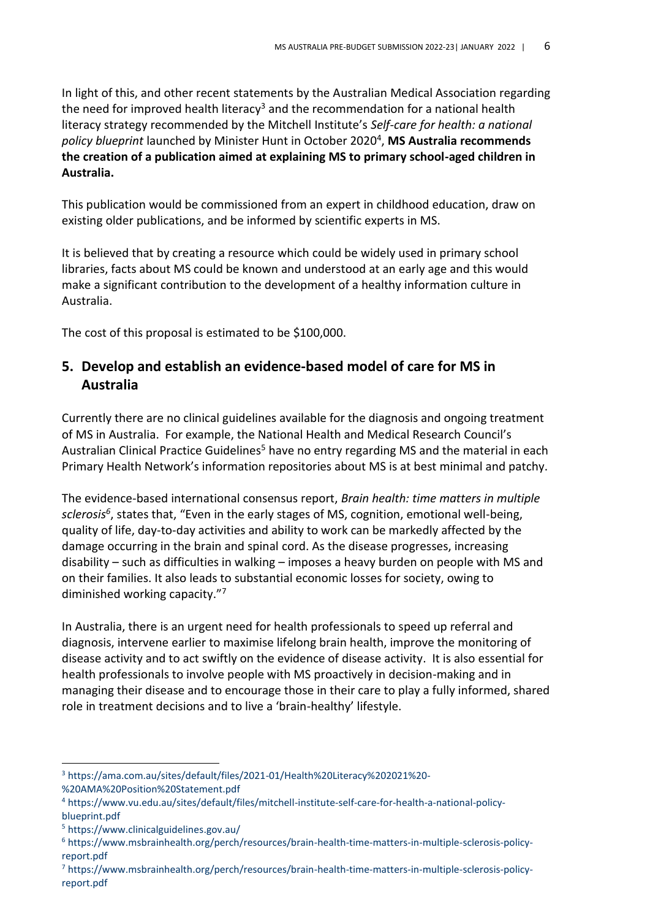In light of this, and other recent statements by the Australian Medical Association regarding the need for improved health literacy[3] and the recommendation for a national health literacy strategy recommended by the Mitchell Institute's *Self-care for health: a national policy blueprint* launched by Minister Hunt in October 2020[4], **MS Australia recommends the creation of a publication aimed at explaining MS to primary school-aged children in Australia.**

This publication would be commissioned from an expert in childhood education, draw on existing older publications, and be informed by scientific experts in MS.

It is believed that by creating a resource which could be widely used in primary school libraries, facts about MS could be known and understood at an early age and this would make a significant contribution to the development of a healthy information culture in Australia.

The cost of this proposal is estimated to be $100,000.

## 5. Develop and establish an evidence-based model of care for MS in Australia

Currently there are no clinical guidelines available for the diagnosis and ongoing treatment of MS in Australia. For example, the National Health and Medical Research Council's Australian Clinical Practice Guidelines[5] have no entry regarding MS and the material in each Primary Health Network's information repositories about MS is at best minimal and patchy.

The evidence-based international consensus report, *Brain health: time matters in multiple sclerosis*[6], states that, "Even in the early stages of MS, cognition, emotional well-being, quality of life, day-to-day activities and ability to work can be markedly affected by the damage occurring in the brain and spinal cord. As the disease progresses, increasing disability – such as difficulties in walking – imposes a heavy burden on people with MS and on their families. It also leads to substantial economic losses for society, owing to diminished working capacity."[7]

In Australia, there is an urgent need for health professionals to speed up referral and diagnosis, intervene earlier to maximise lifelong brain health, improve the monitoring of disease activity and to act swiftly on the evidence of disease activity. It is also essential for health professionals to involve people with MS proactively in decision-making and in managing their disease and to encourage those in their care to play a fully informed, shared role in treatment decisions and to live a 'brain-healthy' lifestyle.

---

[3] https://ama.com.au/sites/default/files/2021-01/Health%20Literacy%202021%20-%20AMA%20Position%20Statement.pdf

[4] https://www.vu.edu.au/sites/default/files/mitchell-institute-self-care-for-health-a-national-policy-blueprint.pdf

[5] https://www.clinicalguidelines.gov.au/

[6] https://www.msbrainhealth.org/perch/resources/brain-health-time-matters-in-multiple-sclerosis-policy-report.pdf

[7] https://www.msbrainhealth.org/perch/resources/brain-health-time-matters-in-multiple-sclerosis-policy-report.pdf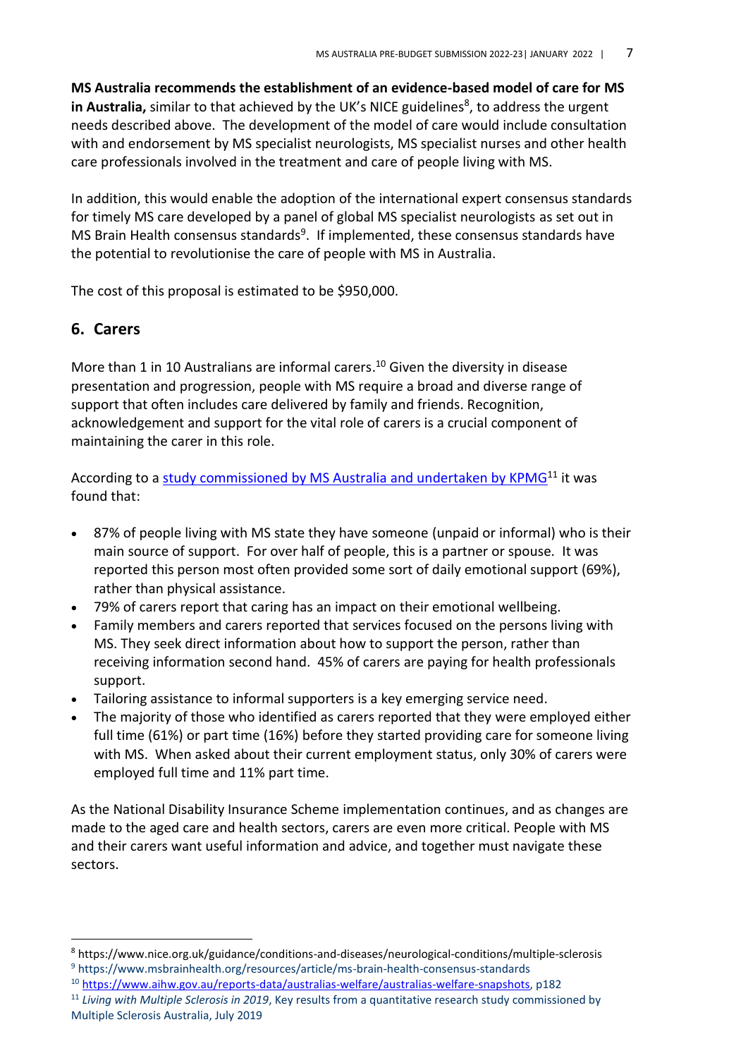**MS Australia recommends the establishment of an evidence-based model of care for MS in Australia,** similar to that achieved by the UK's NICE guidelines[8], to address the urgent needs described above. The development of the model of care would include consultation with and endorsement by MS specialist neurologists, MS specialist nurses and other health care professionals involved in the treatment and care of people living with MS.

In addition, this would enable the adoption of the international expert consensus standards for timely MS care developed by a panel of global MS specialist neurologists as set out in MS Brain Health consensus standards[9]. If implemented, these consensus standards have the potential to revolutionise the care of people with MS in Australia.

The cost of this proposal is estimated to be $950,000.

## 6. Carers

More than 1 in 10 Australians are informal carers.[10] Given the diversity in disease presentation and progression, people with MS require a broad and diverse range of support that often includes care delivered by family and friends. Recognition, acknowledgement and support for the vital role of carers is a crucial component of maintaining the carer in this role.

According to a study commissioned by MS Australia and undertaken by KPMG[11] it was found that:

- 87% of people living with MS state they have someone (unpaid or informal) who is their main source of support. For over half of people, this is a partner or spouse. It was reported this person most often provided some sort of daily emotional support (69%), rather than physical assistance.
- 79% of carers report that caring has an impact on their emotional wellbeing.
- Family members and carers reported that services focused on the persons living with MS. They seek direct information about how to support the person, rather than receiving information second hand. 45% of carers are paying for health professionals support.
- Tailoring assistance to informal supporters is a key emerging service need.
- The majority of those who identified as carers reported that they were employed either full time (61%) or part time (16%) before they started providing care for someone living with MS. When asked about their current employment status, only 30% of carers were employed full time and 11% part time.

As the National Disability Insurance Scheme implementation continues, and as changes are made to the aged care and health sectors, carers are even more critical. People with MS and their carers want useful information and advice, and together must navigate these sectors.

---

[8] https://www.nice.org.uk/guidance/conditions-and-diseases/neurological-conditions/multiple-sclerosis

[9] https://www.msbrainhealth.org/resources/article/ms-brain-health-consensus-standards

[10] https://www.aihw.gov.au/reports-data/australias-welfare/australias-welfare-snapshots, p182

[11] *Living with Multiple Sclerosis in 2019*, Key results from a quantitative research study commissioned by Multiple Sclerosis Australia, July 2019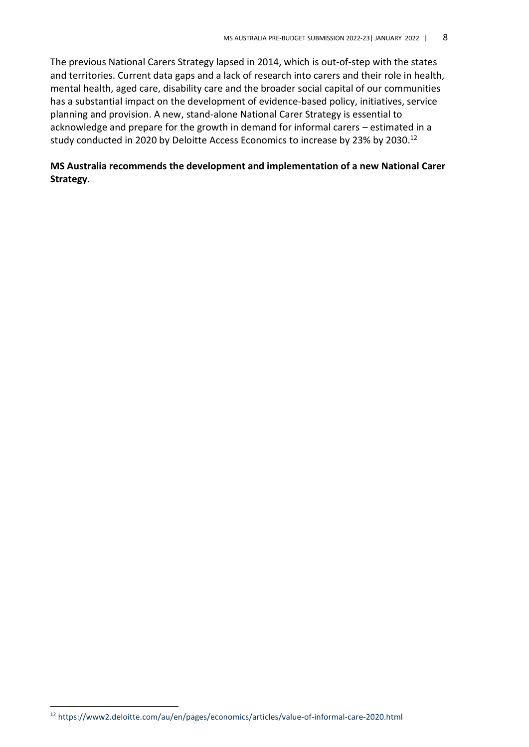The previous National Carers Strategy lapsed in 2014, which is out-of-step with the states and territories. Current data gaps and a lack of research into carers and their role in health, mental health, aged care, disability care and the broader social capital of our communities has a substantial impact on the development of evidence-based policy, initiatives, service planning and provision. A new, stand-alone National Carer Strategy is essential to acknowledge and prepare for the growth in demand for informal carers – estimated in a study conducted in 2020 by Deloitte Access Economics to increase by 23% by 2030.[12]

**MS Australia recommends the development and implementation of a new National Carer Strategy.**

[12] https://www2.deloitte.com/au/en/pages/economics/articles/value-of-informal-care-2020.html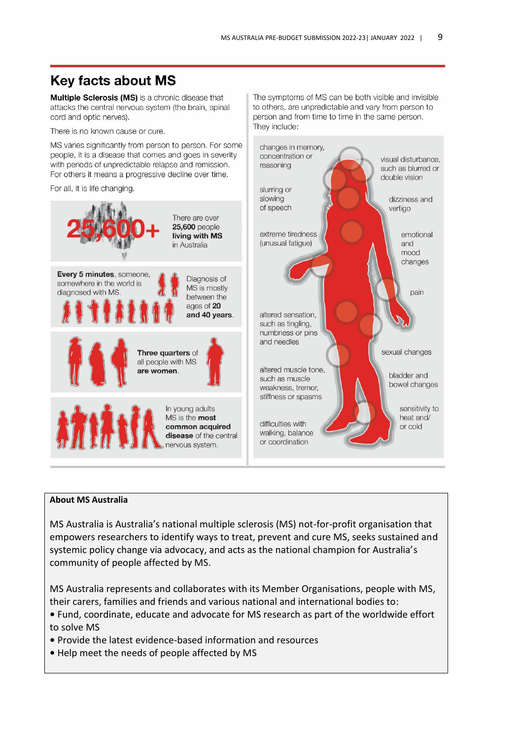## Key facts about MS

**Multiple Sclerosis (MS)** is a chronic disease that attacks the central nervous system (the brain, spinal cord and optic nerves).

There is no known cause or cure.

MS varies significantly from person to person. For some people, it is a disease that comes and goes in severity with periods of unpredictable relapse and remission. For others it means a progressive decline over time.

For all, it is life changing.

**25,600+**

There are over **25,600** people **living with MS** in Australia

**Every 5 minutes**, someone, somewhere in the world is diagnosed with MS.

Diagnosis of MS is mostly between the ages of **20 and 40 years**.

**Three quarters** of all people with MS **are women**.

In young adults MS is the **most common acquired disease** of the central nervous system.

The symptoms of MS can be both visible and invisible to others, are unpredictable and vary from person to person and from time to time in the same person. They include:

- changes in memory, concentration or reasoning
- slurring or slowing of speech
- extreme tiredness (unusual fatigue)
- altered sensation, such as tingling, numbness or pins and needles
- altered muscle tone, such as muscle weakness, tremor, stiffness or spasms
- difficulties with walking, balance or coordination
- visual disturbance, such as blurred or double vision
- dizziness and vertigo
- emotional and mood changes
- pain
- sexual changes
- bladder and bowel changes
- sensitivity to heat and/ or cold

**About MS Australia**

MS Australia is Australia's national multiple sclerosis (MS) not-for-profit organisation that empowers researchers to identify ways to treat, prevent and cure MS, seeks sustained and systemic policy change via advocacy, and acts as the national champion for Australia's community of people affected by MS.

MS Australia represents and collaborates with its Member Organisations, people with MS, their carers, families and friends and various national and international bodies to:

- Fund, coordinate, educate and advocate for MS research as part of the worldwide effort to solve MS
- Provide the latest evidence-based information and resources
- Help meet the needs of people affected by MS